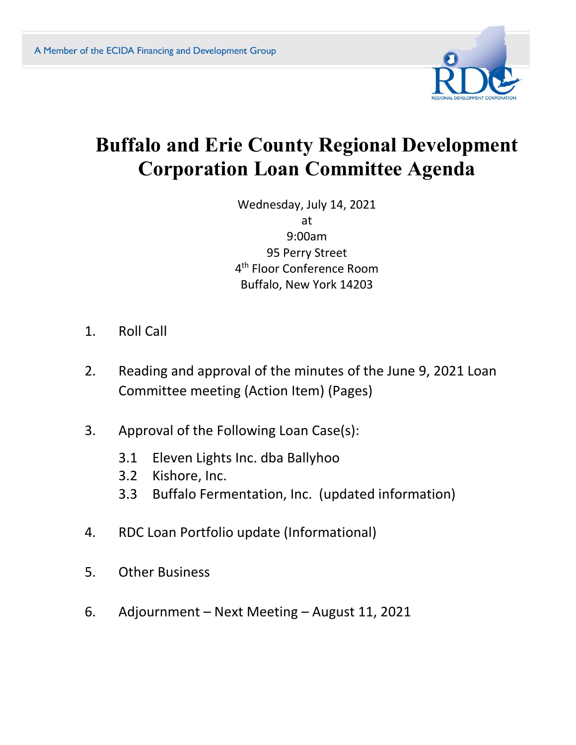A Member of the ECIDA Financing and Development Group

RDC
REGIONAL DEVELOPMENT CORPORATION

# Buffalo and Erie County Regional Development Corporation Loan Committee Agenda

Wednesday, July 14, 2021
at
9:00am
95 Perry Street
4th Floor Conference Room
Buffalo, New York 14203

1. Roll Call

2. Reading and approval of the minutes of the June 9, 2021 Loan Committee meeting (Action Item) (Pages)

3. Approval of the Following Loan Case(s):

   3.1 Eleven Lights Inc. dba Ballyhoo
   3.2 Kishore, Inc.
   3.3 Buffalo Fermentation, Inc. (updated information)

4. RDC Loan Portfolio update (Informational)

5. Other Business

6. Adjournment – Next Meeting – August 11, 2021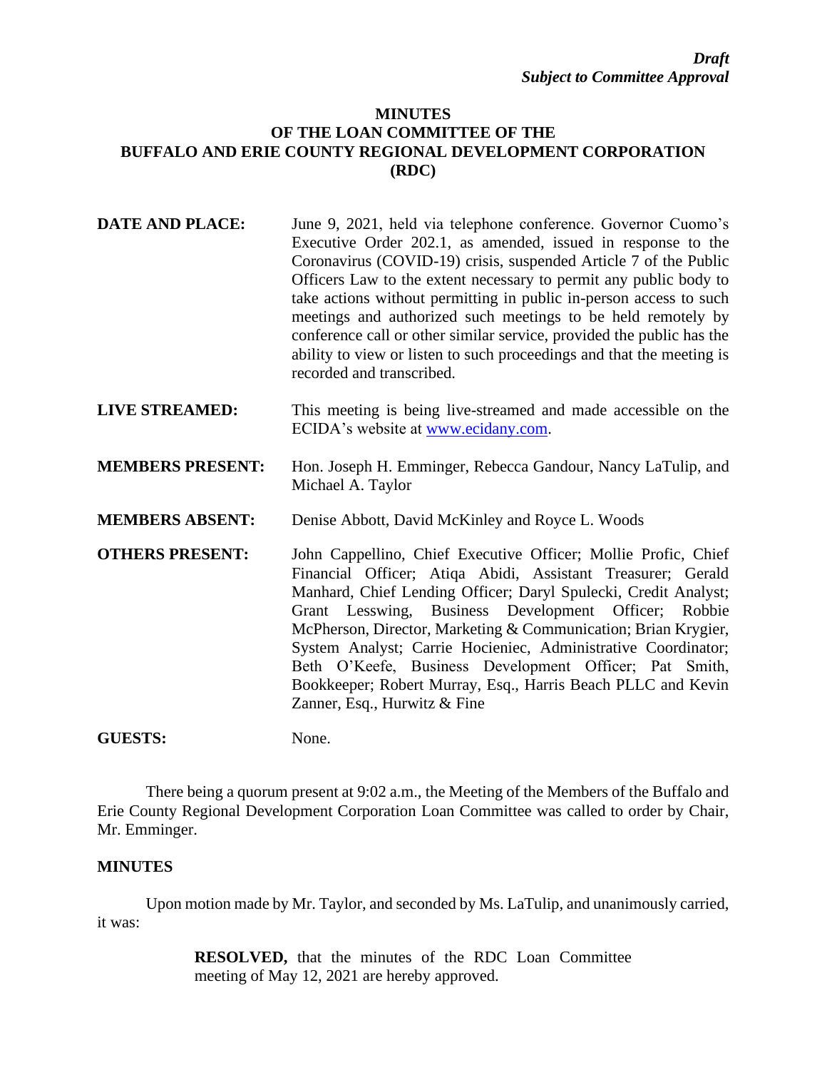*Draft*
*Subject to Committee Approval*

# MINUTES
## OF THE LOAN COMMITTEE OF THE BUFFALO AND ERIE COUNTY REGIONAL DEVELOPMENT CORPORATION (RDC)

**DATE AND PLACE:** June 9, 2021, held via telephone conference. Governor Cuomo's Executive Order 202.1, as amended, issued in response to the Coronavirus (COVID-19) crisis, suspended Article 7 of the Public Officers Law to the extent necessary to permit any public body to take actions without permitting in public in-person access to such meetings and authorized such meetings to be held remotely by conference call or other similar service, provided the public has the ability to view or listen to such proceedings and that the meeting is recorded and transcribed.

**LIVE STREAMED:** This meeting is being live-streamed and made accessible on the ECIDA's website at www.ecidany.com.

**MEMBERS PRESENT:** Hon. Joseph H. Emminger, Rebecca Gandour, Nancy LaTulip, and Michael A. Taylor

**MEMBERS ABSENT:** Denise Abbott, David McKinley and Royce L. Woods

**OTHERS PRESENT:** John Cappellino, Chief Executive Officer; Mollie Profic, Chief Financial Officer; Atiqa Abidi, Assistant Treasurer; Gerald Manhard, Chief Lending Officer; Daryl Spulecki, Credit Analyst; Grant Lesswing, Business Development Officer; Robbie McPherson, Director, Marketing & Communication; Brian Krygier, System Analyst; Carrie Hocieniec, Administrative Coordinator; Beth O'Keefe, Business Development Officer; Pat Smith, Bookkeeper; Robert Murray, Esq., Harris Beach PLLC and Kevin Zanner, Esq., Hurwitz & Fine

**GUESTS:** None.

There being a quorum present at 9:02 a.m., the Meeting of the Members of the Buffalo and Erie County Regional Development Corporation Loan Committee was called to order by Chair, Mr. Emminger.

## MINUTES

Upon motion made by Mr. Taylor, and seconded by Ms. LaTulip, and unanimously carried, it was:

> **RESOLVED,** that the minutes of the RDC Loan Committee meeting of May 12, 2021 are hereby approved.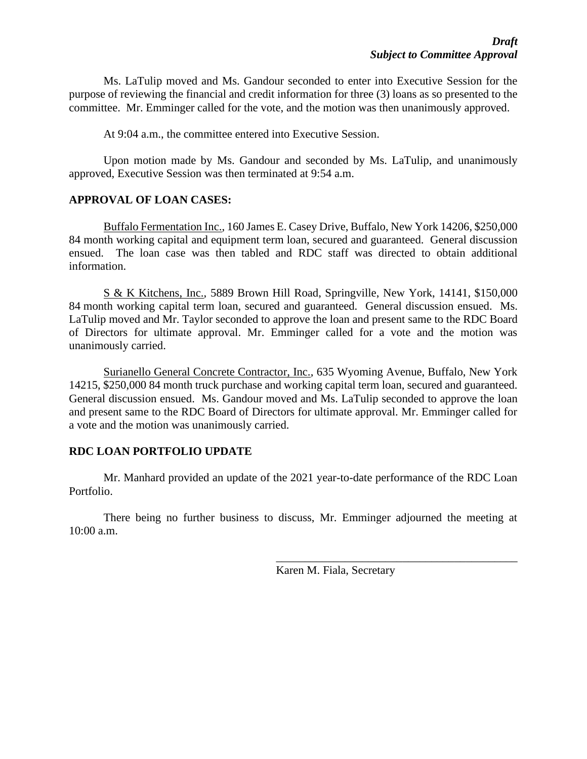***Draft***
***Subject to Committee Approval***

Ms. LaTulip moved and Ms. Gandour seconded to enter into Executive Session for the purpose of reviewing the financial and credit information for three (3) loans as so presented to the committee. Mr. Emminger called for the vote, and the motion was then unanimously approved.

At 9:04 a.m., the committee entered into Executive Session.

Upon motion made by Ms. Gandour and seconded by Ms. LaTulip, and unanimously approved, Executive Session was then terminated at 9:54 a.m.

**APPROVAL OF LOAN CASES:**

Buffalo Fermentation Inc., 160 James E. Casey Drive, Buffalo, New York 14206, $250,000 84 month working capital and equipment term loan, secured and guaranteed. General discussion ensued. The loan case was then tabled and RDC staff was directed to obtain additional information.

S & K Kitchens, Inc., 5889 Brown Hill Road, Springville, New York, 14141, $150,000 84 month working capital term loan, secured and guaranteed. General discussion ensued. Ms. LaTulip moved and Mr. Taylor seconded to approve the loan and present same to the RDC Board of Directors for ultimate approval. Mr. Emminger called for a vote and the motion was unanimously carried.

Surianello General Concrete Contractor, Inc., 635 Wyoming Avenue, Buffalo, New York 14215, $250,000 84 month truck purchase and working capital term loan, secured and guaranteed. General discussion ensued. Ms. Gandour moved and Ms. LaTulip seconded to approve the loan and present same to the RDC Board of Directors for ultimate approval. Mr. Emminger called for a vote and the motion was unanimously carried.

**RDC LOAN PORTFOLIO UPDATE**

Mr. Manhard provided an update of the 2021 year-to-date performance of the RDC Loan Portfolio.

There being no further business to discuss, Mr. Emminger adjourned the meeting at 10:00 a.m.

\_\_\_\_\_\_\_\_\_\_\_\_\_\_\_\_\_\_\_\_\_\_\_\_\_\_\_\_\_\_\_\_\_\_\_\_\_\_\_\_\_

Karen M. Fiala, Secretary